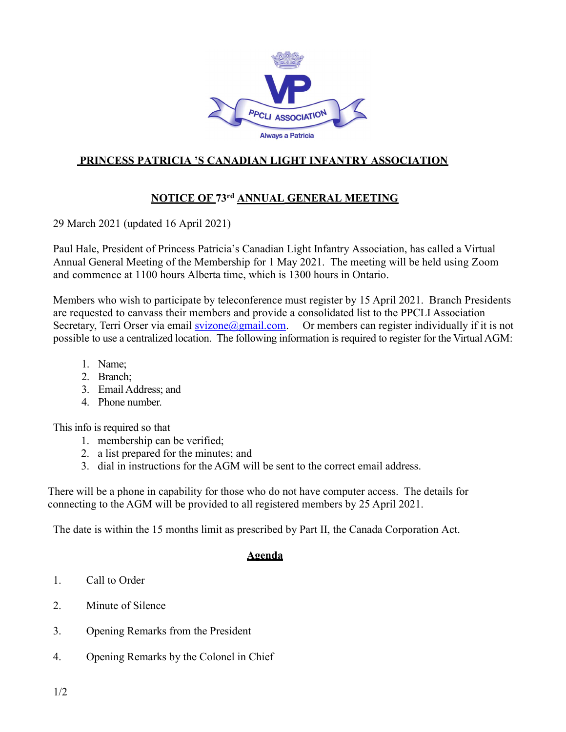## PRINCESS PATRICIA 'S CANADIAN LIGHT INFANTRY ASSOCIATION

## NOTICE OF 73rd ANNUAL GENERAL MEETING

29 March 2021 (updated 16 April 2021)

Paul Hale, President of Princess Patricia's Canadian Light Infantry Association, has called a Virtual Annual General Meeting of the Membership for 1 May 2021. The meeting will be held using Zoom and commence at 1100 hours Alberta time, which is 1300 hours in Ontario.

Members who wish to participate by teleconference must register by 15 April 2021. Branch Presidents are requested to canvass their members and provide a consolidated list to the PPCLI Association Secretary, Terri Orser via email svizone@gmail.com. Or members can register individually if it is not possible to use a centralized location. The following information is required to register for the Virtual AGM:

1. Name;
2. Branch;
3. Email Address; and
4. Phone number.

This info is required so that

1. membership can be verified;
2. a list prepared for the minutes; and
3. dial in instructions for the AGM will be sent to the correct email address.

There will be a phone in capability for those who do not have computer access. The details for connecting to the AGM will be provided to all registered members by 25 April 2021.

The date is within the 15 months limit as prescribed by Part II, the Canada Corporation Act.

### Agenda

1. Call to Order
2. Minute of Silence
3. Opening Remarks from the President
4. Opening Remarks by the Colonel in Chief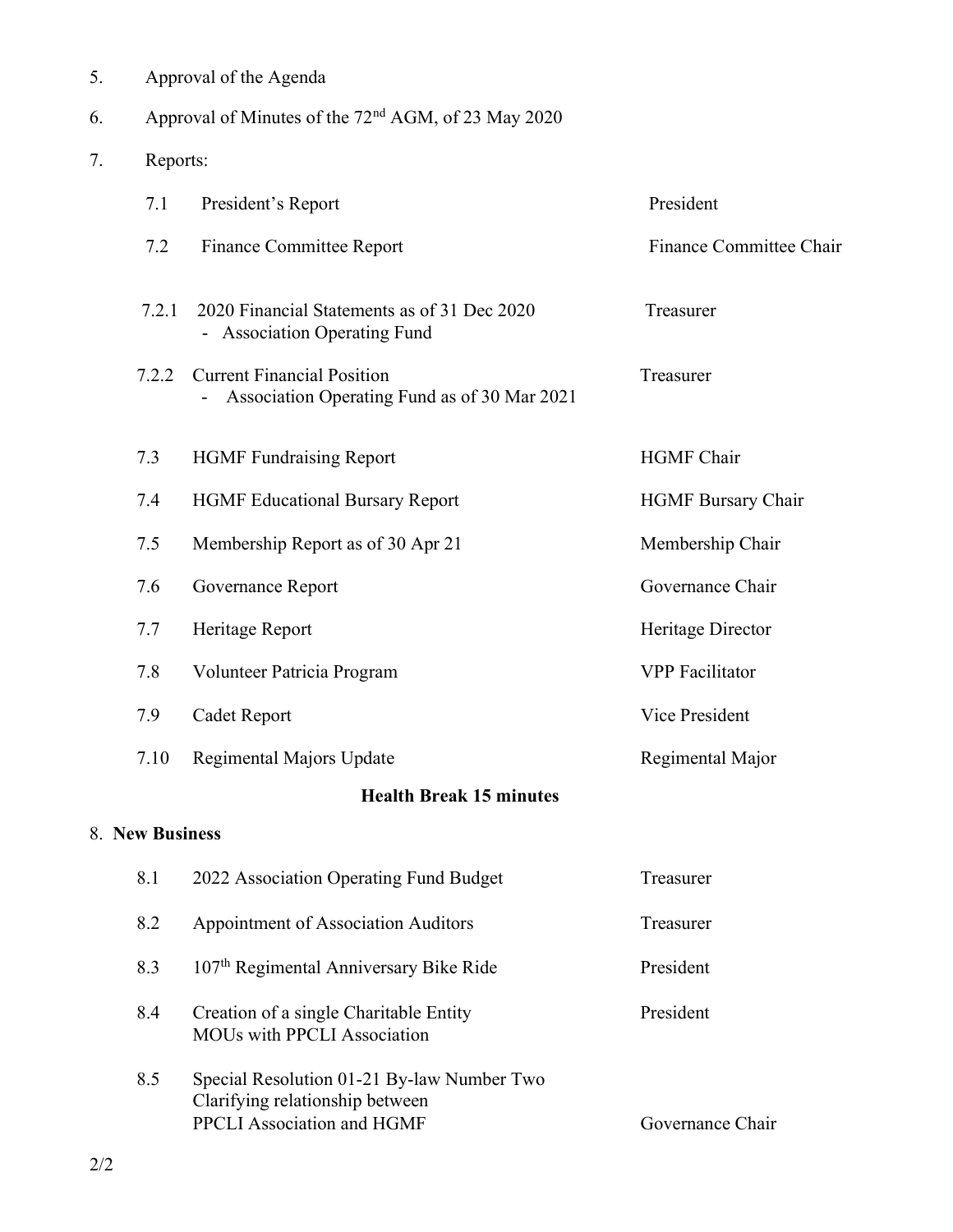5. Approval of the Agenda

6. Approval of Minutes of the 72nd AGM, of 23 May 2020

7. Reports:

| | | |
|---|---|---|
| 7.1 | President's Report | President |
| 7.2 | Finance Committee Report | Finance Committee Chair |
| 7.2.1 | 2020 Financial Statements as of 31 Dec 2020<br>- Association Operating Fund | Treasurer |
| 7.2.2 | Current Financial Position<br>- Association Operating Fund as of 30 Mar 2021 | Treasurer |
| 7.3 | HGMF Fundraising Report | HGMF Chair |
| 7.4 | HGMF Educational Bursary Report | HGMF Bursary Chair |
| 7.5 | Membership Report as of 30 Apr 21 | Membership Chair |
| 7.6 | Governance Report | Governance Chair |
| 7.7 | Heritage Report | Heritage Director |
| 7.8 | Volunteer Patricia Program | VPP Facilitator |
| 7.9 | Cadet Report | Vice President |
| 7.10 | Regimental Majors Update | Regimental Major |

**Health Break 15 minutes**

8. **New Business**

| | | |
|---|---|---|
| 8.1 | 2022 Association Operating Fund Budget | Treasurer |
| 8.2 | Appointment of Association Auditors | Treasurer |
| 8.3 | 107th Regimental Anniversary Bike Ride | President |
| 8.4 | Creation of a single Charitable Entity<br>MOUs with PPCLI Association | President |
| 8.5 | Special Resolution 01-21 By-law Number Two<br>Clarifying relationship between<br>PPCLI Association and HGMF | Governance Chair |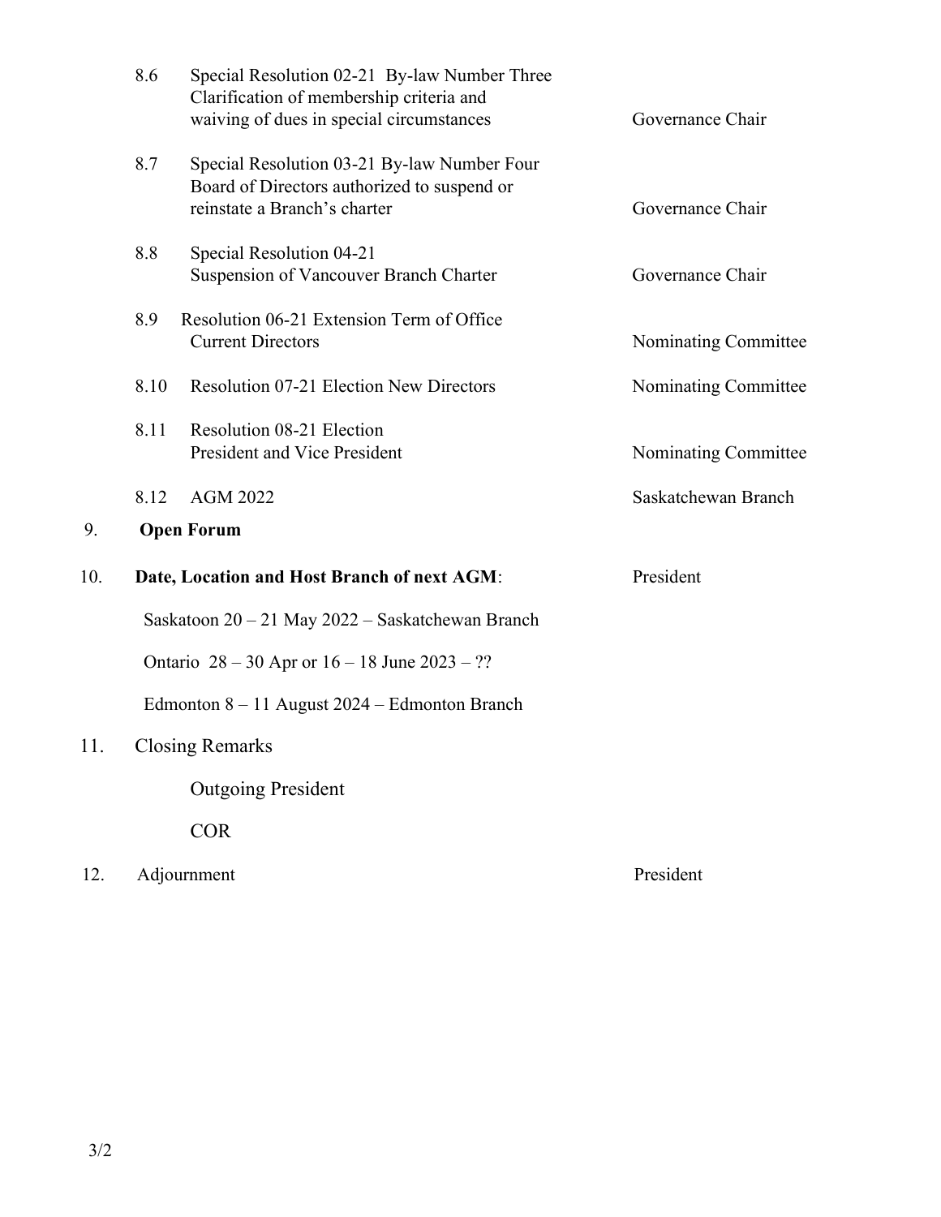| | | |
|---|---|---|
| 8.6 | Special Resolution 02-21 By-law Number Three<br>Clarification of membership criteria and<br>waiving of dues in special circumstances | Governance Chair |
| 8.7 | Special Resolution 03-21 By-law Number Four<br>Board of Directors authorized to suspend or<br>reinstate a Branch's charter | Governance Chair |
| 8.8 | Special Resolution 04-21<br>Suspension of Vancouver Branch Charter | Governance Chair |
| 8.9 | Resolution 06-21 Extension Term of Office<br>Current Directors | Nominating Committee |
| 8.10 | Resolution 07-21 Election New Directors | Nominating Committee |
| 8.11 | Resolution 08-21 Election<br>President and Vice President | Nominating Committee |
| 8.12 | AGM 2022 | Saskatchewan Branch |

9. **Open Forum**

10. **Date, Location and Host Branch of next AGM**: President

    Saskatoon 20 – 21 May 2022 – Saskatchewan Branch

    Ontario 28 – 30 Apr or 16 – 18 June 2023 – ??

    Edmonton 8 – 11 August 2024 – Edmonton Branch

11. Closing Remarks

    Outgoing President

    COR

12. Adjournment President

3/2